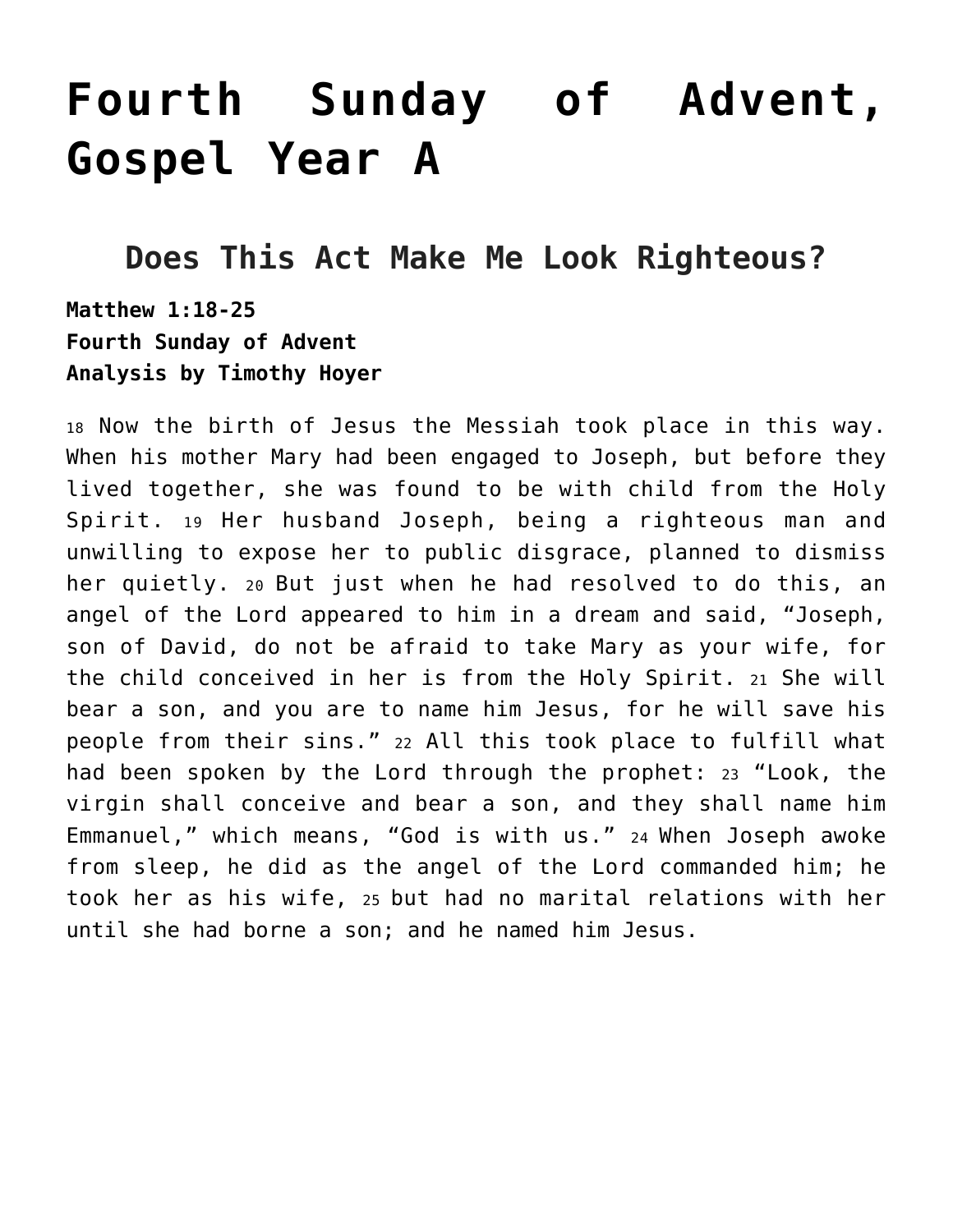# Fourth Sunday of Advent, Gospel Year A

## Does This Act Make Me Look Righteous?

**Matthew 1:18-25**
**Fourth Sunday of Advent**
**Analysis by Timothy Hoyer**

18 Now the birth of Jesus the Messiah took place in this way. When his mother Mary had been engaged to Joseph, but before they lived together, she was found to be with child from the Holy Spirit. 19 Her husband Joseph, being a righteous man and unwilling to expose her to public disgrace, planned to dismiss her quietly. 20 But just when he had resolved to do this, an angel of the Lord appeared to him in a dream and said, "Joseph, son of David, do not be afraid to take Mary as your wife, for the child conceived in her is from the Holy Spirit. 21 She will bear a son, and you are to name him Jesus, for he will save his people from their sins." 22 All this took place to fulfill what had been spoken by the Lord through the prophet: 23 "Look, the virgin shall conceive and bear a son, and they shall name him Emmanuel," which means, "God is with us." 24 When Joseph awoke from sleep, he did as the angel of the Lord commanded him; he took her as his wife, 25 but had no marital relations with her until she had borne a son; and he named him Jesus.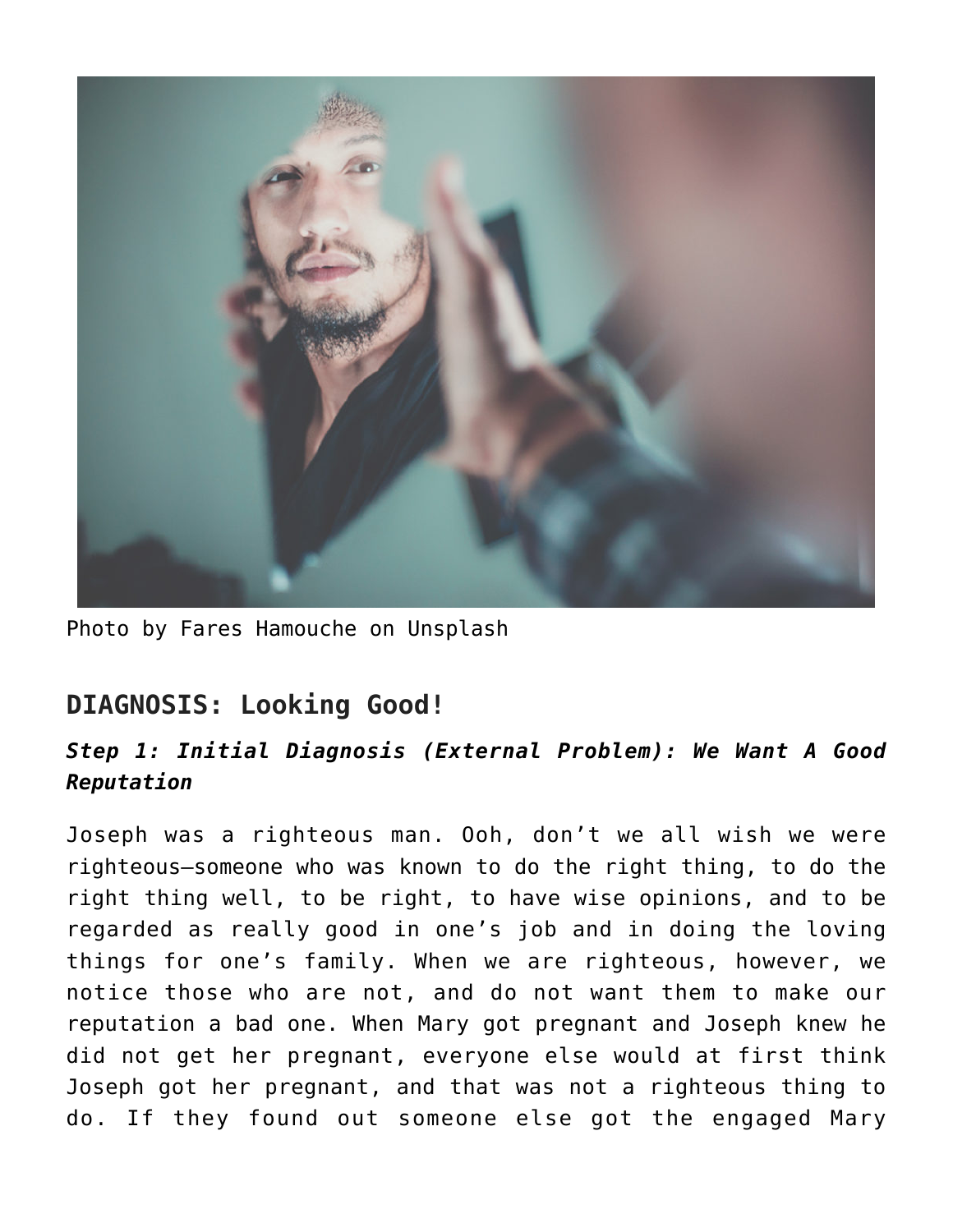Photo by Fares Hamouche on Unsplash

## DIAGNOSIS: Looking Good!

### *Step 1: Initial Diagnosis (External Problem): We Want A Good Reputation*

Joseph was a righteous man. Ooh, don't we all wish we were righteous—someone who was known to do the right thing, to do the right thing well, to be right, to have wise opinions, and to be regarded as really good in one's job and in doing the loving things for one's family. When we are righteous, however, we notice those who are not, and do not want them to make our reputation a bad one. When Mary got pregnant and Joseph knew he did not get her pregnant, everyone else would at first think Joseph got her pregnant, and that was not a righteous thing to do. If they found out someone else got the engaged Mary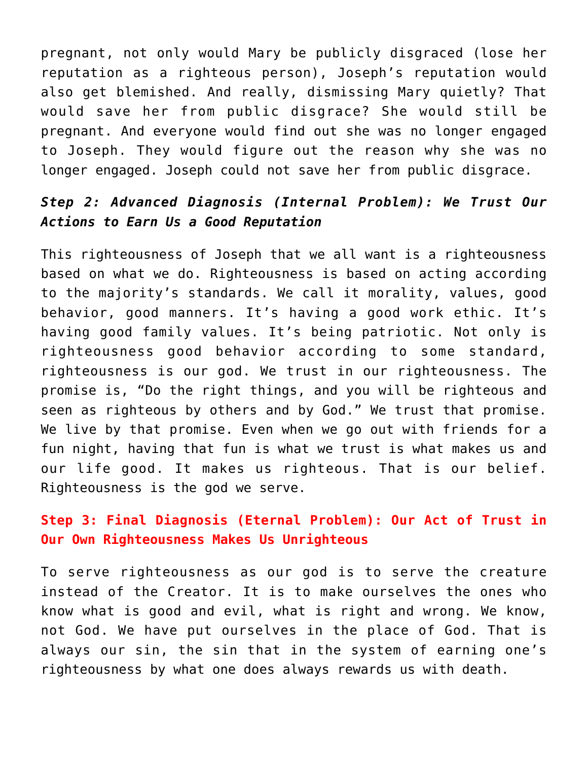pregnant, not only would Mary be publicly disgraced (lose her reputation as a righteous person), Joseph's reputation would also get blemished. And really, dismissing Mary quietly? That would save her from public disgrace? She would still be pregnant. And everyone would find out she was no longer engaged to Joseph. They would figure out the reason why she was no longer engaged. Joseph could not save her from public disgrace.

### ***Step 2: Advanced Diagnosis (Internal Problem): We Trust Our Actions to Earn Us a Good Reputation***

This righteousness of Joseph that we all want is a righteousness based on what we do. Righteousness is based on acting according to the majority's standards. We call it morality, values, good behavior, good manners. It's having a good work ethic. It's having good family values. It's being patriotic. Not only is righteousness good behavior according to some standard, righteousness is our god. We trust in our righteousness. The promise is, "Do the right things, and you will be righteous and seen as righteous by others and by God." We trust that promise. We live by that promise. Even when we go out with friends for a fun night, having that fun is what we trust is what makes us and our life good. It makes us righteous. That is our belief. Righteousness is the god we serve.

### **Step 3: Final Diagnosis (Eternal Problem): Our Act of Trust in Our Own Righteousness Makes Us Unrighteous**

To serve righteousness as our god is to serve the creature instead of the Creator. It is to make ourselves the ones who know what is good and evil, what is right and wrong. We know, not God. We have put ourselves in the place of God. That is always our sin, the sin that in the system of earning one's righteousness by what one does always rewards us with death.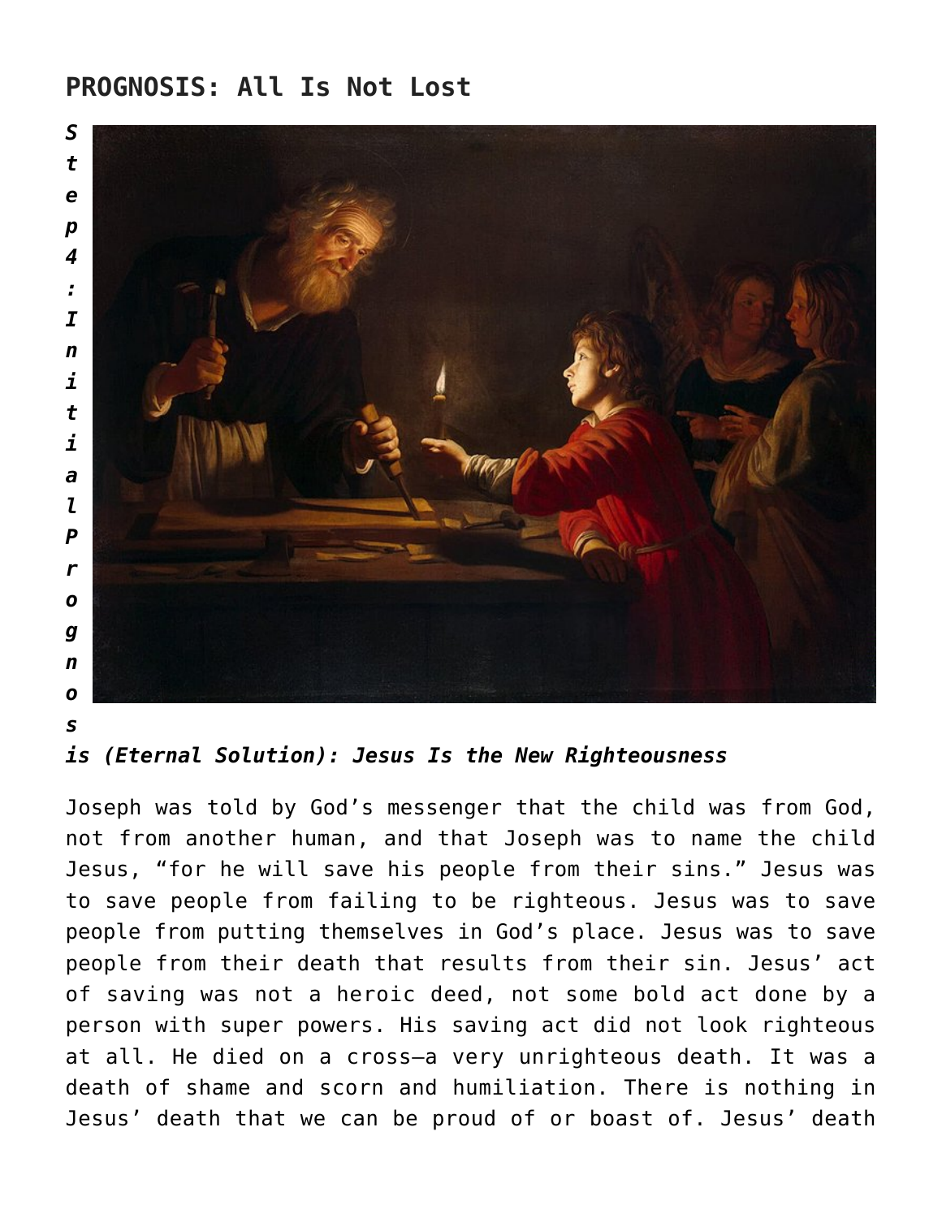## PROGNOSIS: All Is Not Lost

***Step 4: Initial Prognosis (Eternal Solution): Jesus Is the New Righteousness***

Joseph was told by God's messenger that the child was from God, not from another human, and that Joseph was to name the child Jesus, "for he will save his people from their sins." Jesus was to save people from failing to be righteous. Jesus was to save people from putting themselves in God's place. Jesus was to save people from their death that results from their sin. Jesus' act of saving was not a heroic deed, not some bold act done by a person with super powers. His saving act did not look righteous at all. He died on a cross—a very unrighteous death. It was a death of shame and scorn and humiliation. There is nothing in Jesus' death that we can be proud of or boast of. Jesus' death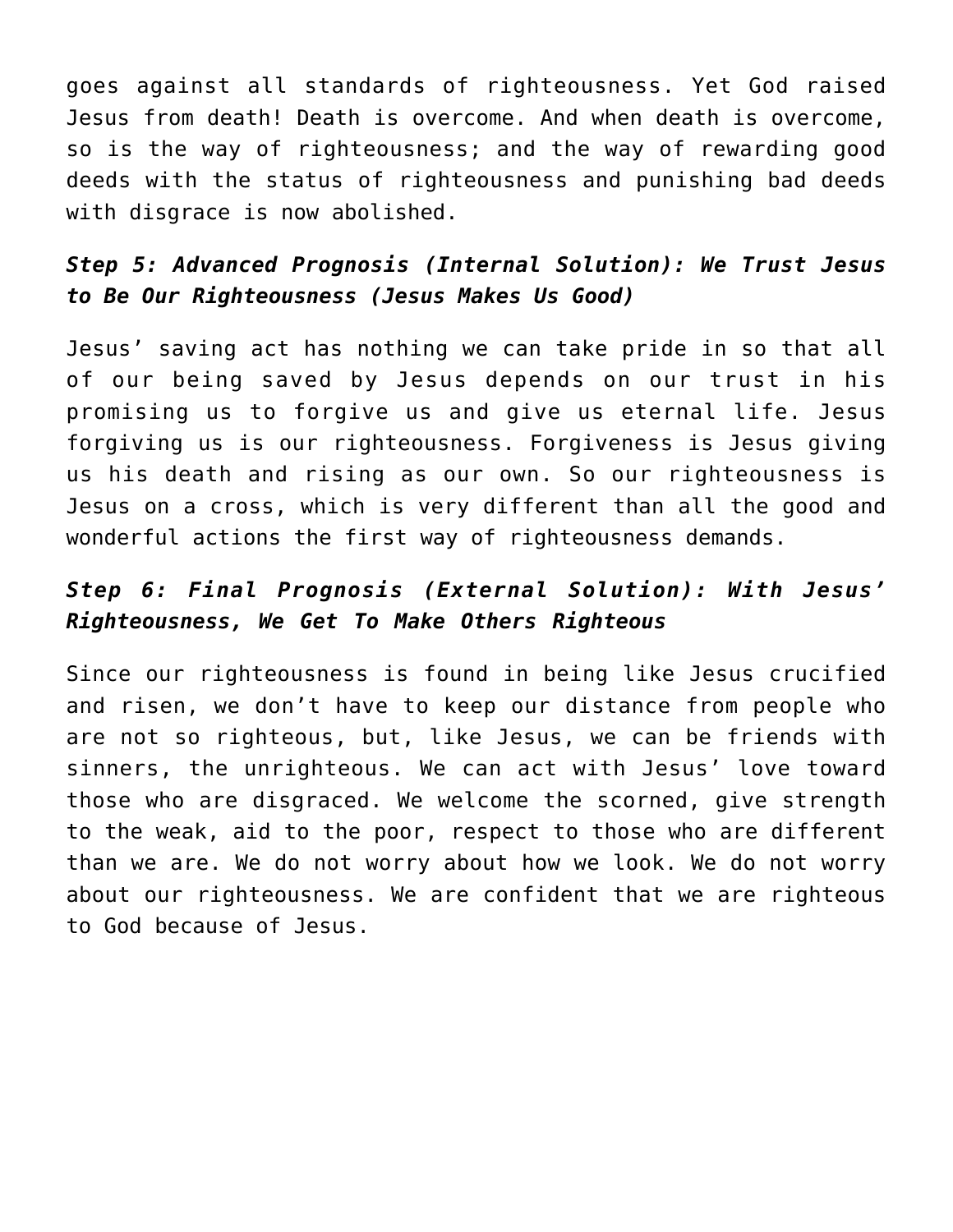goes against all standards of righteousness. Yet God raised Jesus from death! Death is overcome. And when death is overcome, so is the way of righteousness; and the way of rewarding good deeds with the status of righteousness and punishing bad deeds with disgrace is now abolished.

***Step 5: Advanced Prognosis (Internal Solution): We Trust Jesus to Be Our Righteousness (Jesus Makes Us Good)***

Jesus' saving act has nothing we can take pride in so that all of our being saved by Jesus depends on our trust in his promising us to forgive us and give us eternal life. Jesus forgiving us is our righteousness. Forgiveness is Jesus giving us his death and rising as our own. So our righteousness is Jesus on a cross, which is very different than all the good and wonderful actions the first way of righteousness demands.

***Step 6: Final Prognosis (External Solution): With Jesus' Righteousness, We Get To Make Others Righteous***

Since our righteousness is found in being like Jesus crucified and risen, we don't have to keep our distance from people who are not so righteous, but, like Jesus, we can be friends with sinners, the unrighteous. We can act with Jesus' love toward those who are disgraced. We welcome the scorned, give strength to the weak, aid to the poor, respect to those who are different than we are. We do not worry about how we look. We do not worry about our righteousness. We are confident that we are righteous to God because of Jesus.